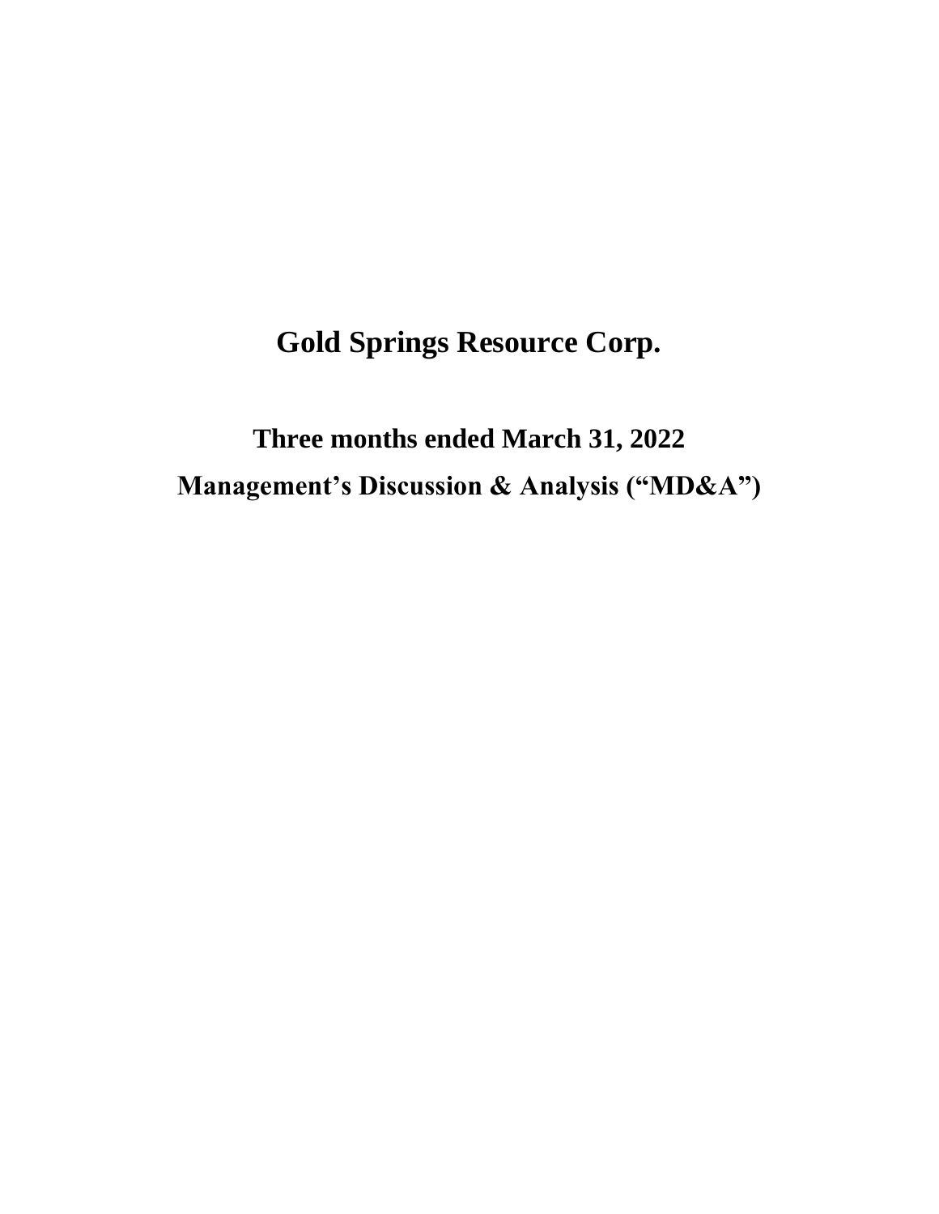# Gold Springs Resource Corp.

## Three months ended March 31, 2022

## Management's Discussion & Analysis ("MD&A")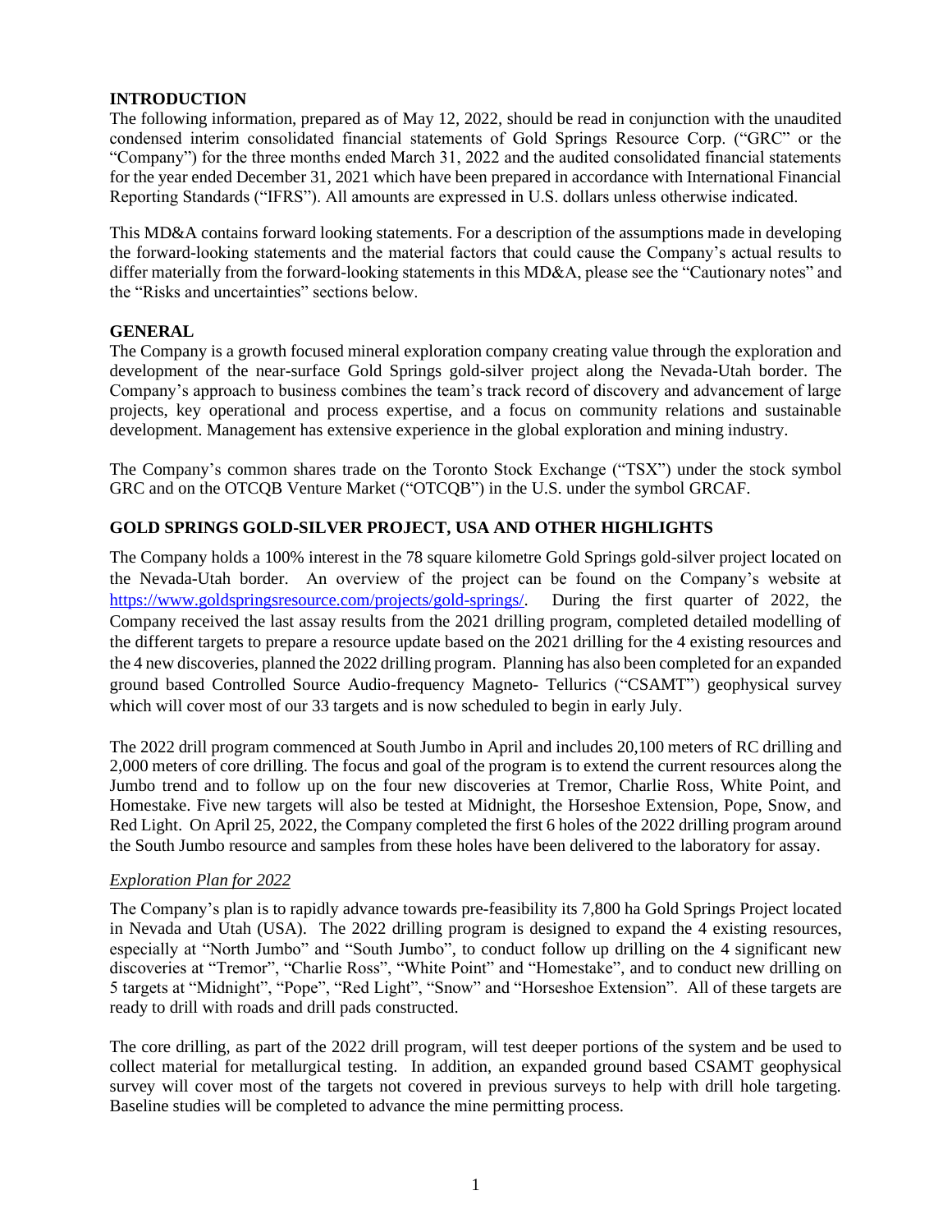## INTRODUCTION

The following information, prepared as of May 12, 2022, should be read in conjunction with the unaudited condensed interim consolidated financial statements of Gold Springs Resource Corp. ("GRC" or the "Company") for the three months ended March 31, 2022 and the audited consolidated financial statements for the year ended December 31, 2021 which have been prepared in accordance with International Financial Reporting Standards ("IFRS"). All amounts are expressed in U.S. dollars unless otherwise indicated.

This MD&A contains forward looking statements. For a description of the assumptions made in developing the forward-looking statements and the material factors that could cause the Company's actual results to differ materially from the forward-looking statements in this MD&A, please see the "Cautionary notes" and the "Risks and uncertainties" sections below.

## GENERAL

The Company is a growth focused mineral exploration company creating value through the exploration and development of the near-surface Gold Springs gold-silver project along the Nevada-Utah border. The Company's approach to business combines the team's track record of discovery and advancement of large projects, key operational and process expertise, and a focus on community relations and sustainable development. Management has extensive experience in the global exploration and mining industry.

The Company's common shares trade on the Toronto Stock Exchange ("TSX") under the stock symbol GRC and on the OTCQB Venture Market ("OTCQB") in the U.S. under the symbol GRCAF.

## GOLD SPRINGS GOLD-SILVER PROJECT, USA AND OTHER HIGHLIGHTS

The Company holds a 100% interest in the 78 square kilometre Gold Springs gold-silver project located on the Nevada-Utah border. An overview of the project can be found on the Company's website at https://www.goldspringsresource.com/projects/gold-springs/. During the first quarter of 2022, the Company received the last assay results from the 2021 drilling program, completed detailed modelling of the different targets to prepare a resource update based on the 2021 drilling for the 4 existing resources and the 4 new discoveries, planned the 2022 drilling program. Planning has also been completed for an expanded ground based Controlled Source Audio-frequency Magneto- Tellurics ("CSAMT") geophysical survey which will cover most of our 33 targets and is now scheduled to begin in early July.

The 2022 drill program commenced at South Jumbo in April and includes 20,100 meters of RC drilling and 2,000 meters of core drilling. The focus and goal of the program is to extend the current resources along the Jumbo trend and to follow up on the four new discoveries at Tremor, Charlie Ross, White Point, and Homestake. Five new targets will also be tested at Midnight, the Horseshoe Extension, Pope, Snow, and Red Light. On April 25, 2022, the Company completed the first 6 holes of the 2022 drilling program around the South Jumbo resource and samples from these holes have been delivered to the laboratory for assay.

### *Exploration Plan for 2022*

The Company's plan is to rapidly advance towards pre-feasibility its 7,800 ha Gold Springs Project located in Nevada and Utah (USA). The 2022 drilling program is designed to expand the 4 existing resources, especially at "North Jumbo" and "South Jumbo", to conduct follow up drilling on the 4 significant new discoveries at "Tremor", "Charlie Ross", "White Point" and "Homestake", and to conduct new drilling on 5 targets at "Midnight", "Pope", "Red Light", "Snow" and "Horseshoe Extension". All of these targets are ready to drill with roads and drill pads constructed.

The core drilling, as part of the 2022 drill program, will test deeper portions of the system and be used to collect material for metallurgical testing. In addition, an expanded ground based CSAMT geophysical survey will cover most of the targets not covered in previous surveys to help with drill hole targeting. Baseline studies will be completed to advance the mine permitting process.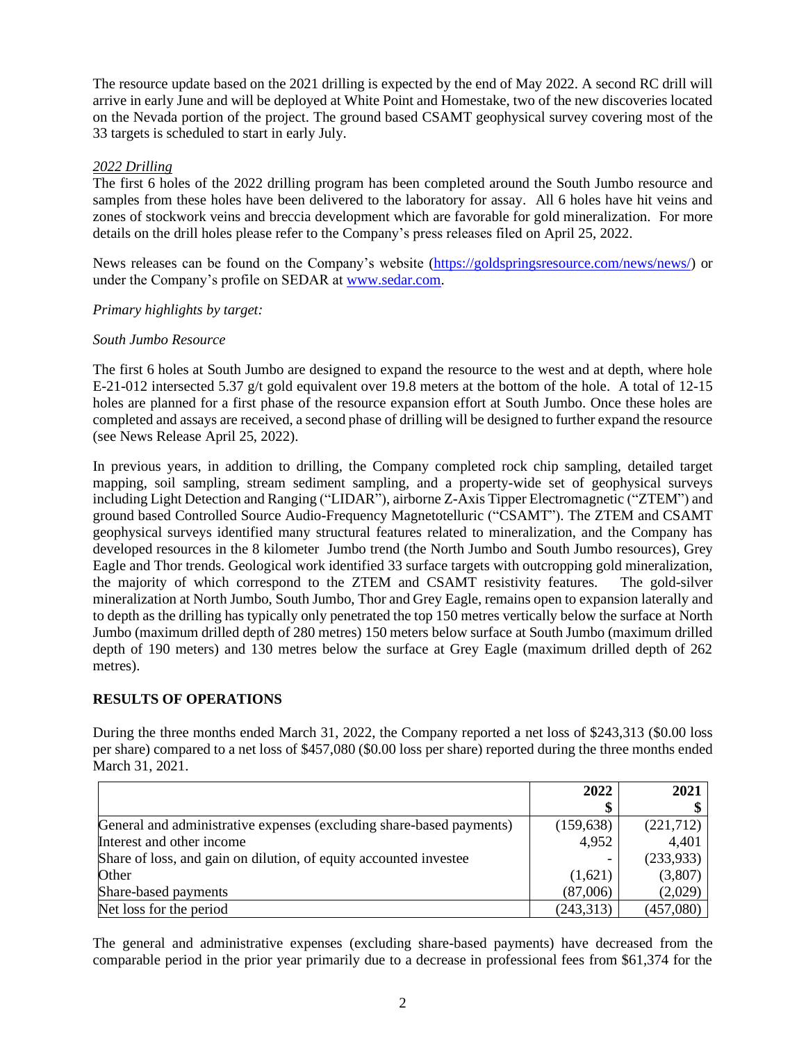The resource update based on the 2021 drilling is expected by the end of May 2022. A second RC drill will arrive in early June and will be deployed at White Point and Homestake, two of the new discoveries located on the Nevada portion of the project. The ground based CSAMT geophysical survey covering most of the 33 targets is scheduled to start in early July.

*2022 Drilling*

The first 6 holes of the 2022 drilling program has been completed around the South Jumbo resource and samples from these holes have been delivered to the laboratory for assay. All 6 holes have hit veins and zones of stockwork veins and breccia development which are favorable for gold mineralization. For more details on the drill holes please refer to the Company's press releases filed on April 25, 2022.

News releases can be found on the Company's website (https://goldspringsresource.com/news/news/) or under the Company's profile on SEDAR at www.sedar.com.

*Primary highlights by target:*

*South Jumbo Resource*

The first 6 holes at South Jumbo are designed to expand the resource to the west and at depth, where hole E-21-012 intersected 5.37 g/t gold equivalent over 19.8 meters at the bottom of the hole. A total of 12-15 holes are planned for a first phase of the resource expansion effort at South Jumbo. Once these holes are completed and assays are received, a second phase of drilling will be designed to further expand the resource (see News Release April 25, 2022).

In previous years, in addition to drilling, the Company completed rock chip sampling, detailed target mapping, soil sampling, stream sediment sampling, and a property-wide set of geophysical surveys including Light Detection and Ranging ("LIDAR"), airborne Z-Axis Tipper Electromagnetic ("ZTEM") and ground based Controlled Source Audio-Frequency Magnetotelluric ("CSAMT"). The ZTEM and CSAMT geophysical surveys identified many structural features related to mineralization, and the Company has developed resources in the 8 kilometer Jumbo trend (the North Jumbo and South Jumbo resources), Grey Eagle and Thor trends. Geological work identified 33 surface targets with outcropping gold mineralization, the majority of which correspond to the ZTEM and CSAMT resistivity features. The gold-silver mineralization at North Jumbo, South Jumbo, Thor and Grey Eagle, remains open to expansion laterally and to depth as the drilling has typically only penetrated the top 150 metres vertically below the surface at North Jumbo (maximum drilled depth of 280 metres) 150 meters below surface at South Jumbo (maximum drilled depth of 190 meters) and 130 metres below the surface at Grey Eagle (maximum drilled depth of 262 metres).

## RESULTS OF OPERATIONS

During the three months ended March 31, 2022, the Company reported a net loss of $243,313 ($0.00 loss per share) compared to a net loss of $457,080 ($0.00 loss per share) reported during the three months ended March 31, 2021.

| | 2022<br>$ | 2021<br>$ |
|---|---|---|
| General and administrative expenses (excluding share-based payments) | (159,638) | (221,712) |
| Interest and other income | 4,952 | 4,401 |
| Share of loss, and gain on dilution, of equity accounted investee | - | (233,933) |
| Other | (1,621) | (3,807) |
| Share-based payments | (87,006) | (2,029) |
| Net loss for the period | (243,313) | (457,080) |

The general and administrative expenses (excluding share-based payments) have decreased from the comparable period in the prior year primarily due to a decrease in professional fees from $61,374 for the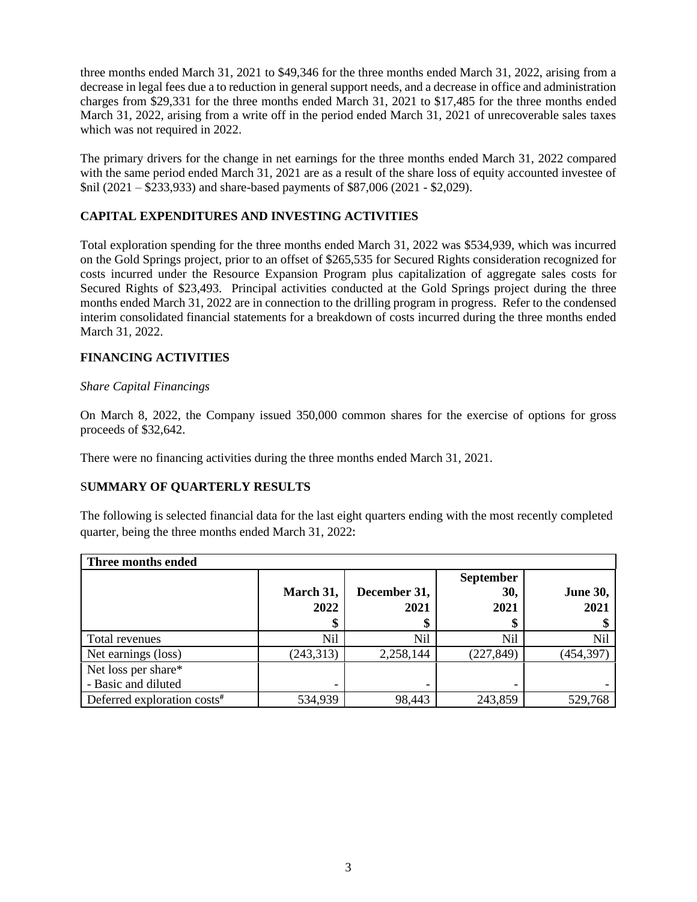three months ended March 31, 2021 to $49,346 for the three months ended March 31, 2022, arising from a decrease in legal fees due a to reduction in general support needs, and a decrease in office and administration charges from $29,331 for the three months ended March 31, 2021 to $17,485 for the three months ended March 31, 2022, arising from a write off in the period ended March 31, 2021 of unrecoverable sales taxes which was not required in 2022.

The primary drivers for the change in net earnings for the three months ended March 31, 2022 compared with the same period ended March 31, 2021 are as a result of the share loss of equity accounted investee of $nil (2021 – $233,933) and share-based payments of $87,006 (2021 - $2,029).

## CAPITAL EXPENDITURES AND INVESTING ACTIVITIES

Total exploration spending for the three months ended March 31, 2022 was $534,939, which was incurred on the Gold Springs project, prior to an offset of $265,535 for Secured Rights consideration recognized for costs incurred under the Resource Expansion Program plus capitalization of aggregate sales costs for Secured Rights of $23,493. Principal activities conducted at the Gold Springs project during the three months ended March 31, 2022 are in connection to the drilling program in progress. Refer to the condensed interim consolidated financial statements for a breakdown of costs incurred during the three months ended March 31, 2022.

## FINANCING ACTIVITIES

*Share Capital Financings*

On March 8, 2022, the Company issued 350,000 common shares for the exercise of options for gross proceeds of $32,642.

There were no financing activities during the three months ended March 31, 2021.

## SUMMARY OF QUARTERLY RESULTS

The following is selected financial data for the last eight quarters ending with the most recently completed quarter, being the three months ended March 31, 2022:

| **Three months ended** | | | | |
|---|---|---|---|---|
| | **March 31, 2022** $ | **December 31, 2021** $ | **September 30, 2021** $ | **June 30, 2021** $ |
| Total revenues | Nil | Nil | Nil | Nil |
| Net earnings (loss) | (243,313) | 2,258,144 | (227,849) | (454,397) |
| Net loss per share* - Basic and diluted | - | - | - | - |
| Deferred exploration costs# | 534,939 | 98,443 | 243,859 | 529,768 |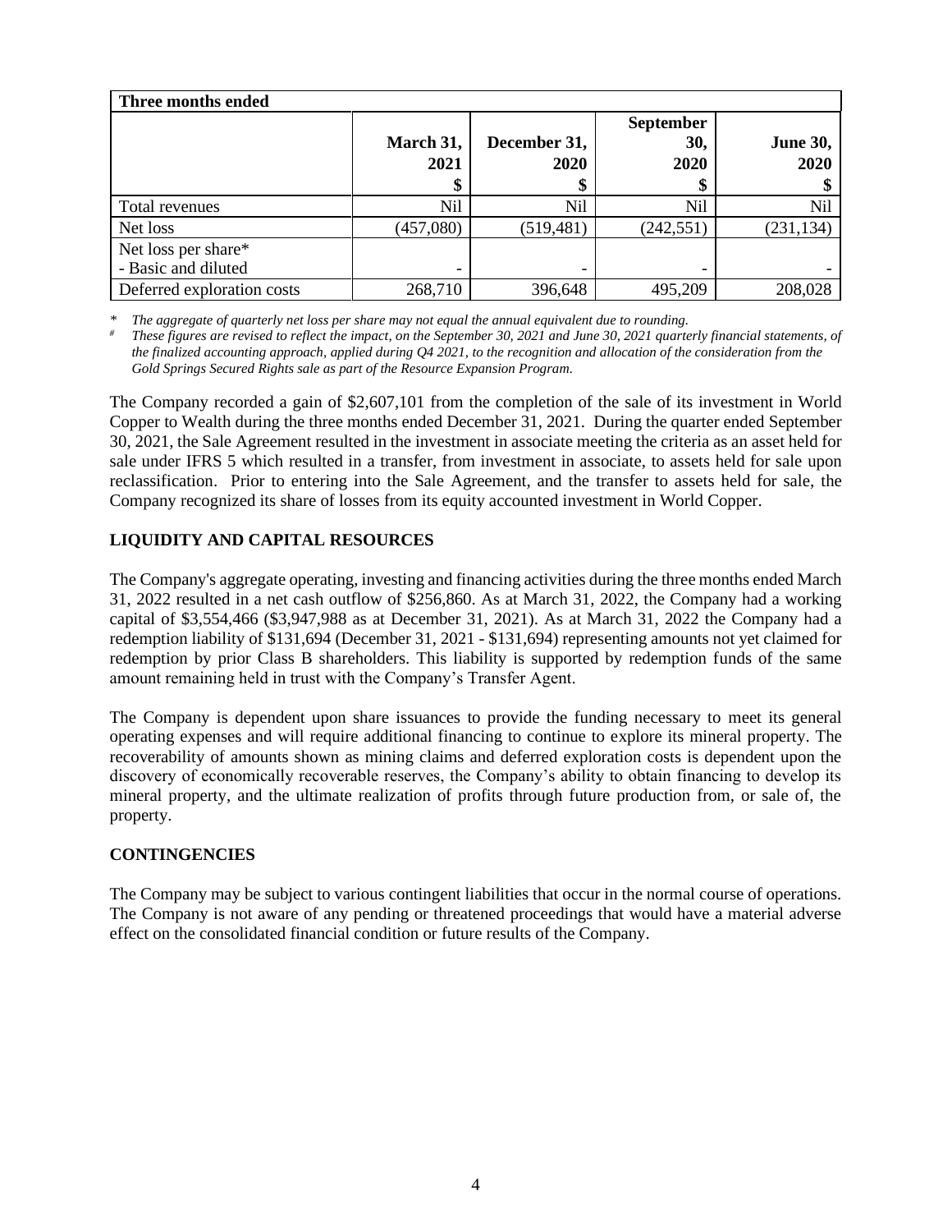| Three months ended | | | | |
|---|---|---|---|---|
| | March 31, 2021 $ | December 31, 2020 $ | September 30, 2020 $ | June 30, 2020 $ |
| Total revenues | Nil | Nil | Nil | Nil |
| Net loss | (457,080) | (519,481) | (242,551) | (231,134) |
| Net loss per share* - Basic and diluted | - | - | - | - |
| Deferred exploration costs | 268,710 | 396,648 | 495,209 | 208,028 |

\* *The aggregate of quarterly net loss per share may not equal the annual equivalent due to rounding.*

\# *These figures are revised to reflect the impact, on the September 30, 2021 and June 30, 2021 quarterly financial statements, of the finalized accounting approach, applied during Q4 2021, to the recognition and allocation of the consideration from the Gold Springs Secured Rights sale as part of the Resource Expansion Program.*

The Company recorded a gain of $2,607,101 from the completion of the sale of its investment in World Copper to Wealth during the three months ended December 31, 2021. During the quarter ended September 30, 2021, the Sale Agreement resulted in the investment in associate meeting the criteria as an asset held for sale under IFRS 5 which resulted in a transfer, from investment in associate, to assets held for sale upon reclassification. Prior to entering into the Sale Agreement, and the transfer to assets held for sale, the Company recognized its share of losses from its equity accounted investment in World Copper.

## LIQUIDITY AND CAPITAL RESOURCES

The Company's aggregate operating, investing and financing activities during the three months ended March 31, 2022 resulted in a net cash outflow of $256,860. As at March 31, 2022, the Company had a working capital of $3,554,466 ($3,947,988 as at December 31, 2021). As at March 31, 2022 the Company had a redemption liability of $131,694 (December 31, 2021 - $131,694) representing amounts not yet claimed for redemption by prior Class B shareholders. This liability is supported by redemption funds of the same amount remaining held in trust with the Company's Transfer Agent.

The Company is dependent upon share issuances to provide the funding necessary to meet its general operating expenses and will require additional financing to continue to explore its mineral property. The recoverability of amounts shown as mining claims and deferred exploration costs is dependent upon the discovery of economically recoverable reserves, the Company's ability to obtain financing to develop its mineral property, and the ultimate realization of profits through future production from, or sale of, the property.

## CONTINGENCIES

The Company may be subject to various contingent liabilities that occur in the normal course of operations. The Company is not aware of any pending or threatened proceedings that would have a material adverse effect on the consolidated financial condition or future results of the Company.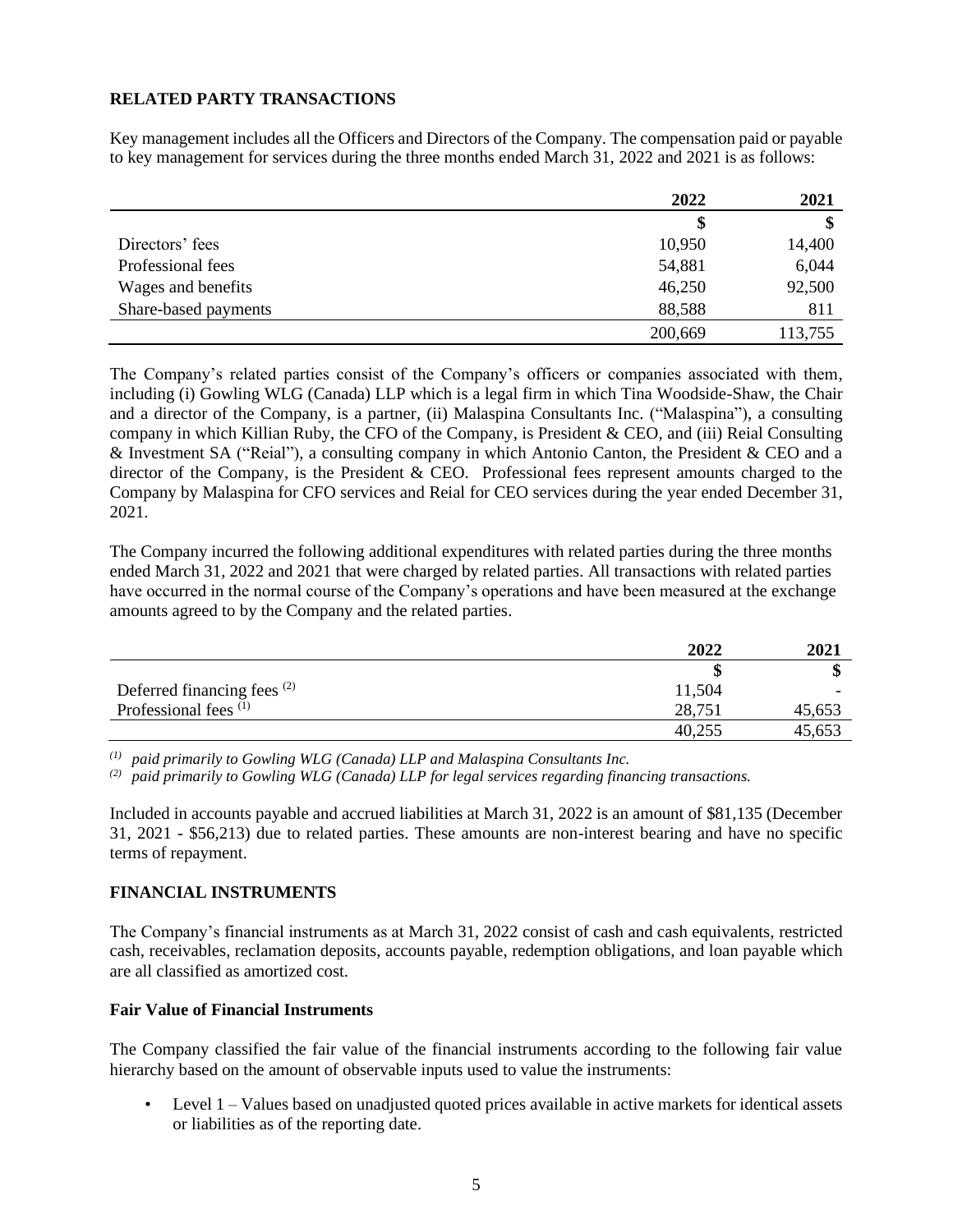## RELATED PARTY TRANSACTIONS

Key management includes all the Officers and Directors of the Company. The compensation paid or payable to key management for services during the three months ended March 31, 2022 and 2021 is as follows:

| | 2022 | 2021 |
|---|---|---|
| | $ | $ |
| Directors' fees | 10,950 | 14,400 |
| Professional fees | 54,881 | 6,044 |
| Wages and benefits | 46,250 | 92,500 |
| Share-based payments | 88,588 | 811 |
| | 200,669 | 113,755 |

The Company's related parties consist of the Company's officers or companies associated with them, including (i) Gowling WLG (Canada) LLP which is a legal firm in which Tina Woodside-Shaw, the Chair and a director of the Company, is a partner, (ii) Malaspina Consultants Inc. ("Malaspina"), a consulting company in which Killian Ruby, the CFO of the Company, is President & CEO, and (iii) Reial Consulting & Investment SA ("Reial"), a consulting company in which Antonio Canton, the President & CEO and a director of the Company, is the President & CEO. Professional fees represent amounts charged to the Company by Malaspina for CFO services and Reial for CEO services during the year ended December 31, 2021.

The Company incurred the following additional expenditures with related parties during the three months ended March 31, 2022 and 2021 that were charged by related parties. All transactions with related parties have occurred in the normal course of the Company's operations and have been measured at the exchange amounts agreed to by the Company and the related parties.

| | 2022 | 2021 |
|---|---|---|
| | $ | $ |
| Deferred financing fees [(2)] | 11,504 | - |
| Professional fees [(1)] | 28,751 | 45,653 |
| | 40,255 | 45,653 |

[(1)] *paid primarily to Gowling WLG (Canada) LLP and Malaspina Consultants Inc.*

[(2)] *paid primarily to Gowling WLG (Canada) LLP for legal services regarding financing transactions.*

Included in accounts payable and accrued liabilities at March 31, 2022 is an amount of $81,135 (December 31, 2021 - $56,213) due to related parties. These amounts are non-interest bearing and have no specific terms of repayment.

## FINANCIAL INSTRUMENTS

The Company's financial instruments as at March 31, 2022 consist of cash and cash equivalents, restricted cash, receivables, reclamation deposits, accounts payable, redemption obligations, and loan payable which are all classified as amortized cost.

### Fair Value of Financial Instruments

The Company classified the fair value of the financial instruments according to the following fair value hierarchy based on the amount of observable inputs used to value the instruments:

- Level 1 – Values based on unadjusted quoted prices available in active markets for identical assets or liabilities as of the reporting date.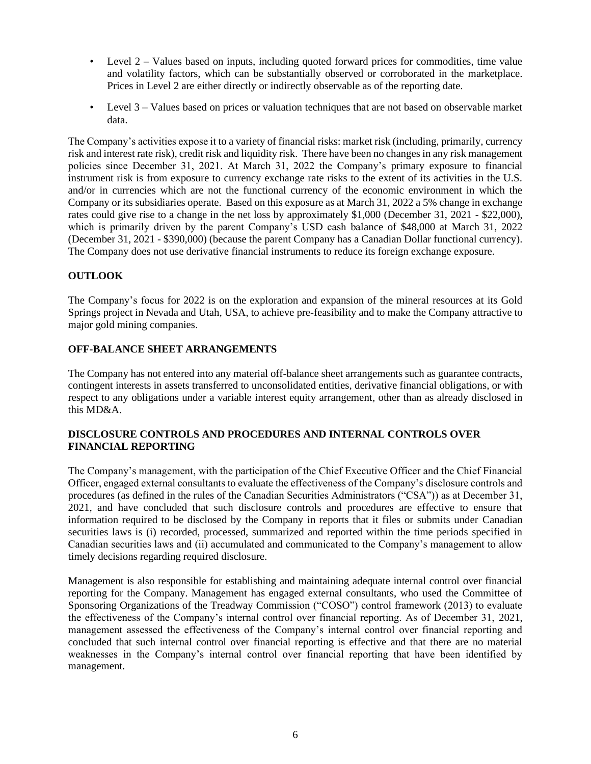- Level 2 – Values based on inputs, including quoted forward prices for commodities, time value and volatility factors, which can be substantially observed or corroborated in the marketplace. Prices in Level 2 are either directly or indirectly observable as of the reporting date.
- Level 3 – Values based on prices or valuation techniques that are not based on observable market data.

The Company's activities expose it to a variety of financial risks: market risk (including, primarily, currency risk and interest rate risk), credit risk and liquidity risk. There have been no changes in any risk management policies since December 31, 2021. At March 31, 2022 the Company's primary exposure to financial instrument risk is from exposure to currency exchange rate risks to the extent of its activities in the U.S. and/or in currencies which are not the functional currency of the economic environment in which the Company or its subsidiaries operate. Based on this exposure as at March 31, 2022 a 5% change in exchange rates could give rise to a change in the net loss by approximately $1,000 (December 31, 2021 - $22,000), which is primarily driven by the parent Company's USD cash balance of $48,000 at March 31, 2022 (December 31, 2021 - $390,000) (because the parent Company has a Canadian Dollar functional currency). The Company does not use derivative financial instruments to reduce its foreign exchange exposure.

## OUTLOOK

The Company's focus for 2022 is on the exploration and expansion of the mineral resources at its Gold Springs project in Nevada and Utah, USA, to achieve pre-feasibility and to make the Company attractive to major gold mining companies.

## OFF-BALANCE SHEET ARRANGEMENTS

The Company has not entered into any material off-balance sheet arrangements such as guarantee contracts, contingent interests in assets transferred to unconsolidated entities, derivative financial obligations, or with respect to any obligations under a variable interest equity arrangement, other than as already disclosed in this MD&A.

## DISCLOSURE CONTROLS AND PROCEDURES AND INTERNAL CONTROLS OVER FINANCIAL REPORTING

The Company's management, with the participation of the Chief Executive Officer and the Chief Financial Officer, engaged external consultants to evaluate the effectiveness of the Company's disclosure controls and procedures (as defined in the rules of the Canadian Securities Administrators ("CSA")) as at December 31, 2021, and have concluded that such disclosure controls and procedures are effective to ensure that information required to be disclosed by the Company in reports that it files or submits under Canadian securities laws is (i) recorded, processed, summarized and reported within the time periods specified in Canadian securities laws and (ii) accumulated and communicated to the Company's management to allow timely decisions regarding required disclosure.

Management is also responsible for establishing and maintaining adequate internal control over financial reporting for the Company. Management has engaged external consultants, who used the Committee of Sponsoring Organizations of the Treadway Commission ("COSO") control framework (2013) to evaluate the effectiveness of the Company's internal control over financial reporting. As of December 31, 2021, management assessed the effectiveness of the Company's internal control over financial reporting and concluded that such internal control over financial reporting is effective and that there are no material weaknesses in the Company's internal control over financial reporting that have been identified by management.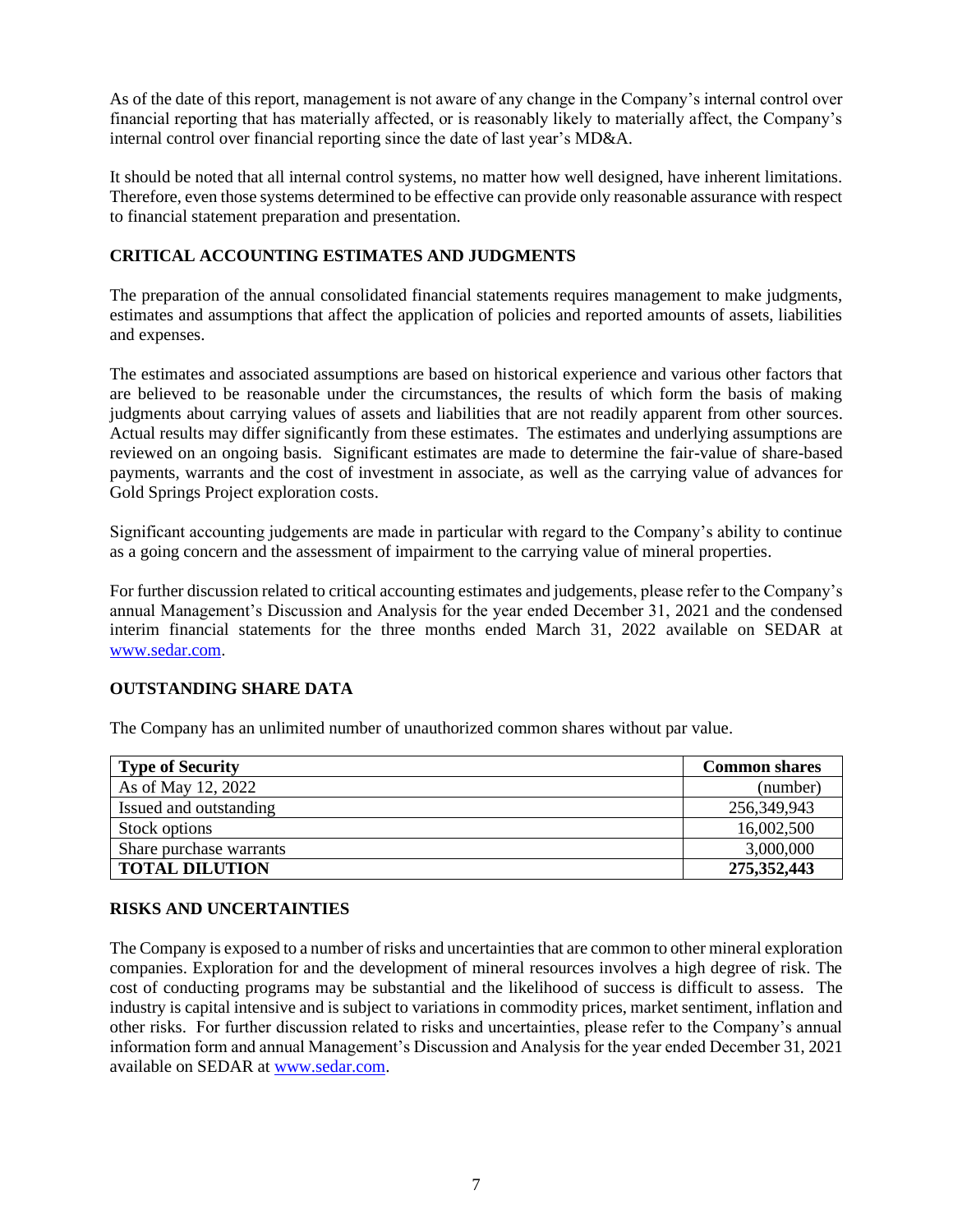As of the date of this report, management is not aware of any change in the Company's internal control over financial reporting that has materially affected, or is reasonably likely to materially affect, the Company's internal control over financial reporting since the date of last year's MD&A.

It should be noted that all internal control systems, no matter how well designed, have inherent limitations. Therefore, even those systems determined to be effective can provide only reasonable assurance with respect to financial statement preparation and presentation.

## CRITICAL ACCOUNTING ESTIMATES AND JUDGMENTS

The preparation of the annual consolidated financial statements requires management to make judgments, estimates and assumptions that affect the application of policies and reported amounts of assets, liabilities and expenses.

The estimates and associated assumptions are based on historical experience and various other factors that are believed to be reasonable under the circumstances, the results of which form the basis of making judgments about carrying values of assets and liabilities that are not readily apparent from other sources. Actual results may differ significantly from these estimates. The estimates and underlying assumptions are reviewed on an ongoing basis. Significant estimates are made to determine the fair-value of share-based payments, warrants and the cost of investment in associate, as well as the carrying value of advances for Gold Springs Project exploration costs.

Significant accounting judgements are made in particular with regard to the Company's ability to continue as a going concern and the assessment of impairment to the carrying value of mineral properties.

For further discussion related to critical accounting estimates and judgements, please refer to the Company's annual Management's Discussion and Analysis for the year ended December 31, 2021 and the condensed interim financial statements for the three months ended March 31, 2022 available on SEDAR at www.sedar.com.

## OUTSTANDING SHARE DATA

The Company has an unlimited number of unauthorized common shares without par value.

| **Type of Security** | **Common shares** |
|---|---|
| As of May 12, 2022 | (number) |
| Issued and outstanding | 256,349,943 |
| Stock options | 16,002,500 |
| Share purchase warrants | 3,000,000 |
| **TOTAL DILUTION** | **275,352,443** |

## RISKS AND UNCERTAINTIES

The Company is exposed to a number of risks and uncertainties that are common to other mineral exploration companies. Exploration for and the development of mineral resources involves a high degree of risk. The cost of conducting programs may be substantial and the likelihood of success is difficult to assess. The industry is capital intensive and is subject to variations in commodity prices, market sentiment, inflation and other risks. For further discussion related to risks and uncertainties, please refer to the Company's annual information form and annual Management's Discussion and Analysis for the year ended December 31, 2021 available on SEDAR at www.sedar.com.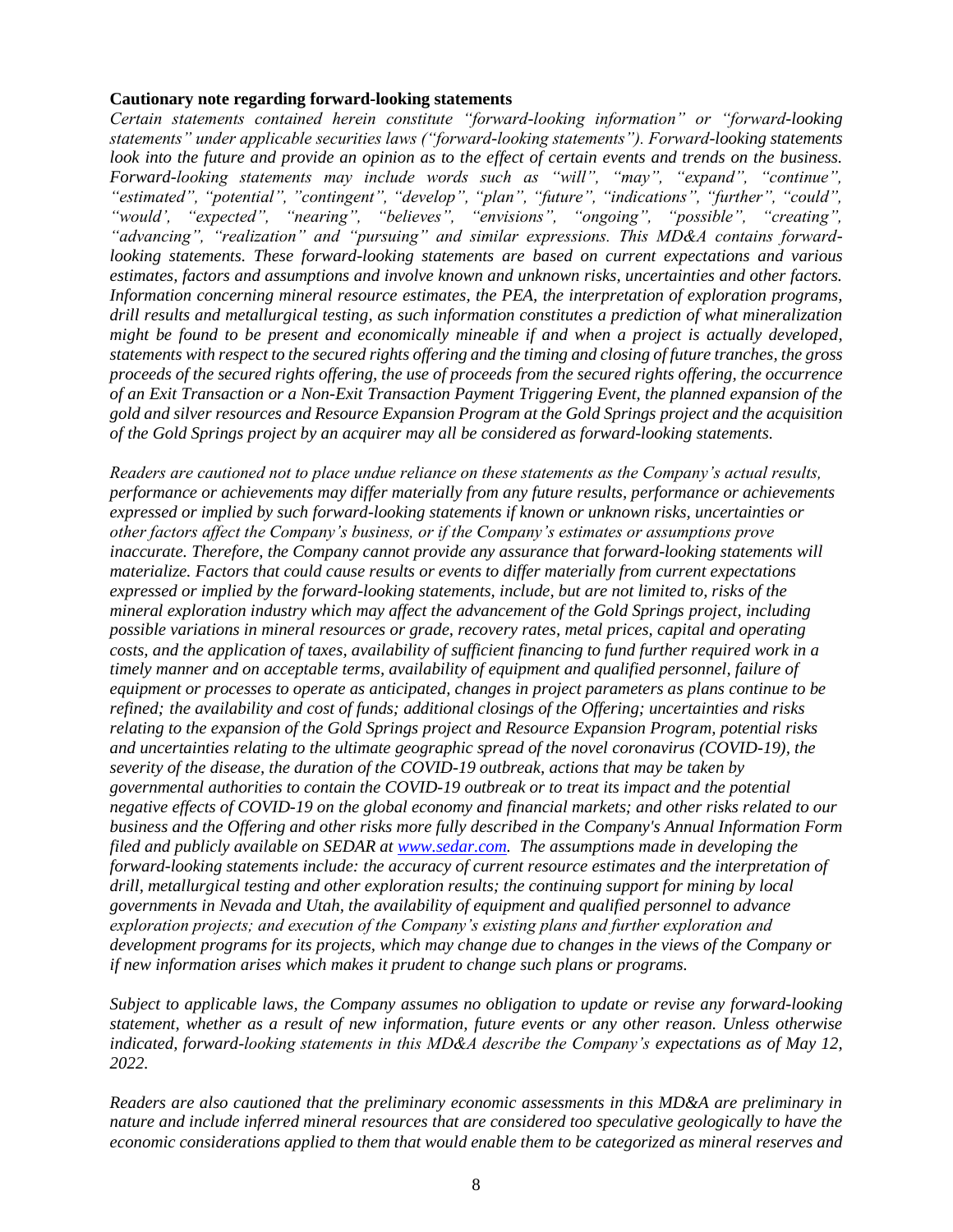**Cautionary note regarding forward-looking statements**

*Certain statements contained herein constitute "forward-looking information" or "forward-looking statements" under applicable securities laws ("forward-looking statements"). Forward-looking statements look into the future and provide an opinion as to the effect of certain events and trends on the business. Forward-looking statements may include words such as "will", "may", "expand", "continue", "estimated", "potential", "contingent", "develop", "plan", "future", "indications", "further", "could", "would', "expected", "nearing", "believes", "envisions", "ongoing", "possible", "creating", "advancing", "realization" and "pursuing" and similar expressions. This MD&A contains forward-looking statements. These forward-looking statements are based on current expectations and various estimates, factors and assumptions and involve known and unknown risks, uncertainties and other factors. Information concerning mineral resource estimates, the PEA, the interpretation of exploration programs, drill results and metallurgical testing, as such information constitutes a prediction of what mineralization might be found to be present and economically mineable if and when a project is actually developed, statements with respect to the secured rights offering and the timing and closing of future tranches, the gross proceeds of the secured rights offering, the use of proceeds from the secured rights offering, the occurrence of an Exit Transaction or a Non-Exit Transaction Payment Triggering Event, the planned expansion of the gold and silver resources and Resource Expansion Program at the Gold Springs project and the acquisition of the Gold Springs project by an acquirer may all be considered as forward-looking statements.*

*Readers are cautioned not to place undue reliance on these statements as the Company's actual results, performance or achievements may differ materially from any future results, performance or achievements expressed or implied by such forward-looking statements if known or unknown risks, uncertainties or other factors affect the Company's business, or if the Company's estimates or assumptions prove inaccurate. Therefore, the Company cannot provide any assurance that forward-looking statements will materialize. Factors that could cause results or events to differ materially from current expectations expressed or implied by the forward-looking statements, include, but are not limited to, risks of the mineral exploration industry which may affect the advancement of the Gold Springs project, including possible variations in mineral resources or grade, recovery rates, metal prices, capital and operating costs, and the application of taxes, availability of sufficient financing to fund further required work in a timely manner and on acceptable terms, availability of equipment and qualified personnel, failure of equipment or processes to operate as anticipated, changes in project parameters as plans continue to be refined; the availability and cost of funds; additional closings of the Offering; uncertainties and risks relating to the expansion of the Gold Springs project and Resource Expansion Program, potential risks and uncertainties relating to the ultimate geographic spread of the novel coronavirus (COVID-19), the severity of the disease, the duration of the COVID-19 outbreak, actions that may be taken by governmental authorities to contain the COVID-19 outbreak or to treat its impact and the potential negative effects of COVID-19 on the global economy and financial markets; and other risks related to our business and the Offering and other risks more fully described in the Company's Annual Information Form filed and publicly available on SEDAR at [www.sedar.com](www.sedar.com). The assumptions made in developing the forward-looking statements include: the accuracy of current resource estimates and the interpretation of drill, metallurgical testing and other exploration results; the continuing support for mining by local governments in Nevada and Utah, the availability of equipment and qualified personnel to advance exploration projects; and execution of the Company's existing plans and further exploration and development programs for its projects, which may change due to changes in the views of the Company or if new information arises which makes it prudent to change such plans or programs.*

*Subject to applicable laws, the Company assumes no obligation to update or revise any forward-looking statement, whether as a result of new information, future events or any other reason. Unless otherwise indicated, forward-looking statements in this MD&A describe the Company's expectations as of May 12, 2022.*

*Readers are also cautioned that the preliminary economic assessments in this MD&A are preliminary in nature and include inferred mineral resources that are considered too speculative geologically to have the economic considerations applied to them that would enable them to be categorized as mineral reserves and*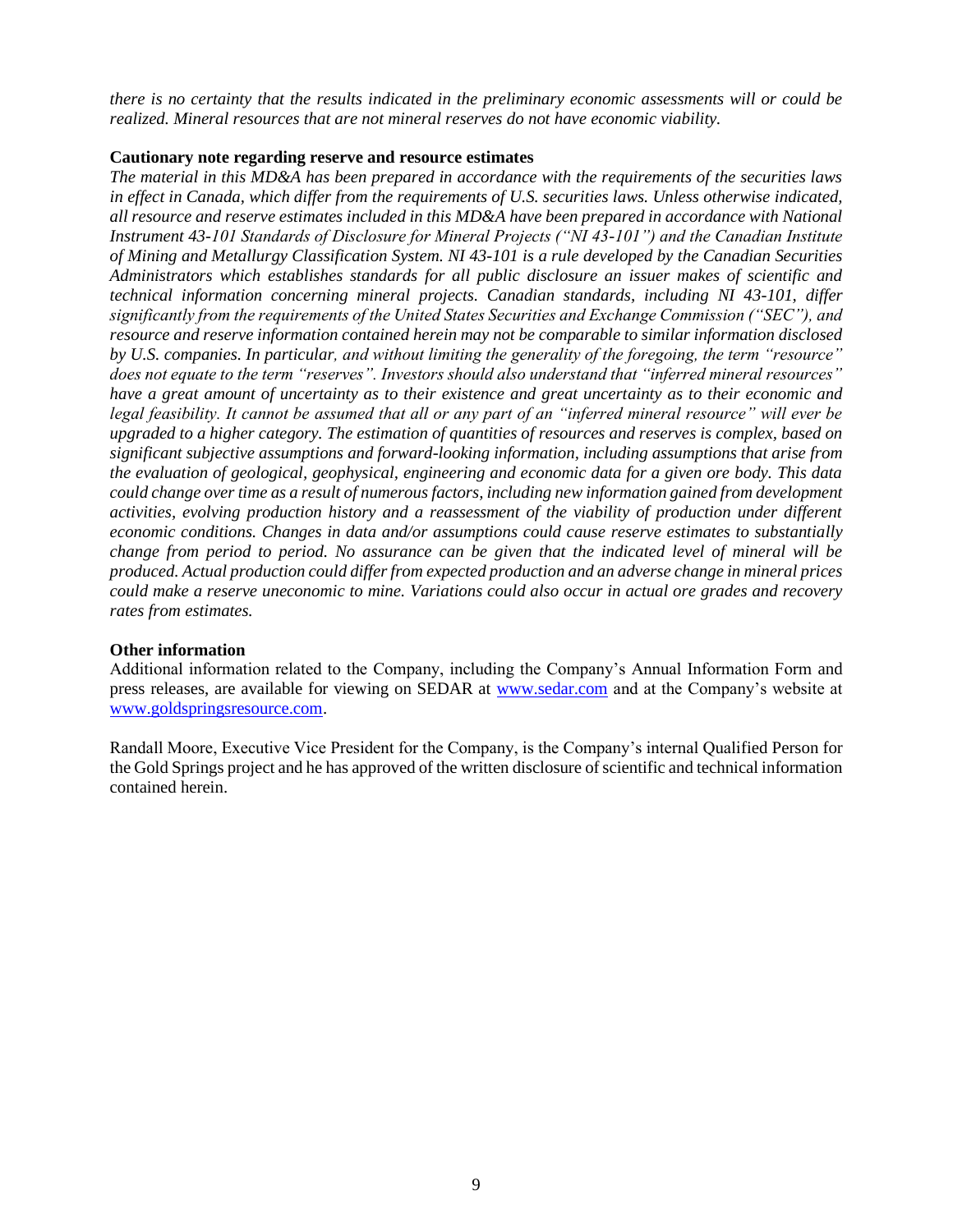*there is no certainty that the results indicated in the preliminary economic assessments will or could be realized. Mineral resources that are not mineral reserves do not have economic viability.*

**Cautionary note regarding reserve and resource estimates**

*The material in this MD&A has been prepared in accordance with the requirements of the securities laws in effect in Canada, which differ from the requirements of U.S. securities laws. Unless otherwise indicated, all resource and reserve estimates included in this MD&A have been prepared in accordance with National Instrument 43-101 Standards of Disclosure for Mineral Projects ("NI 43-101") and the Canadian Institute of Mining and Metallurgy Classification System. NI 43-101 is a rule developed by the Canadian Securities Administrators which establishes standards for all public disclosure an issuer makes of scientific and technical information concerning mineral projects. Canadian standards, including NI 43-101, differ significantly from the requirements of the United States Securities and Exchange Commission ("SEC"), and resource and reserve information contained herein may not be comparable to similar information disclosed by U.S. companies. In particular, and without limiting the generality of the foregoing, the term "resource" does not equate to the term "reserves". Investors should also understand that "inferred mineral resources" have a great amount of uncertainty as to their existence and great uncertainty as to their economic and legal feasibility. It cannot be assumed that all or any part of an "inferred mineral resource" will ever be upgraded to a higher category. The estimation of quantities of resources and reserves is complex, based on significant subjective assumptions and forward-looking information, including assumptions that arise from the evaluation of geological, geophysical, engineering and economic data for a given ore body. This data could change over time as a result of numerous factors, including new information gained from development activities, evolving production history and a reassessment of the viability of production under different economic conditions. Changes in data and/or assumptions could cause reserve estimates to substantially change from period to period. No assurance can be given that the indicated level of mineral will be produced. Actual production could differ from expected production and an adverse change in mineral prices could make a reserve uneconomic to mine. Variations could also occur in actual ore grades and recovery rates from estimates.*

**Other information**

Additional information related to the Company, including the Company's Annual Information Form and press releases, are available for viewing on SEDAR at www.sedar.com and at the Company's website at www.goldspringsresource.com.

Randall Moore, Executive Vice President for the Company, is the Company's internal Qualified Person for the Gold Springs project and he has approved of the written disclosure of scientific and technical information contained herein.